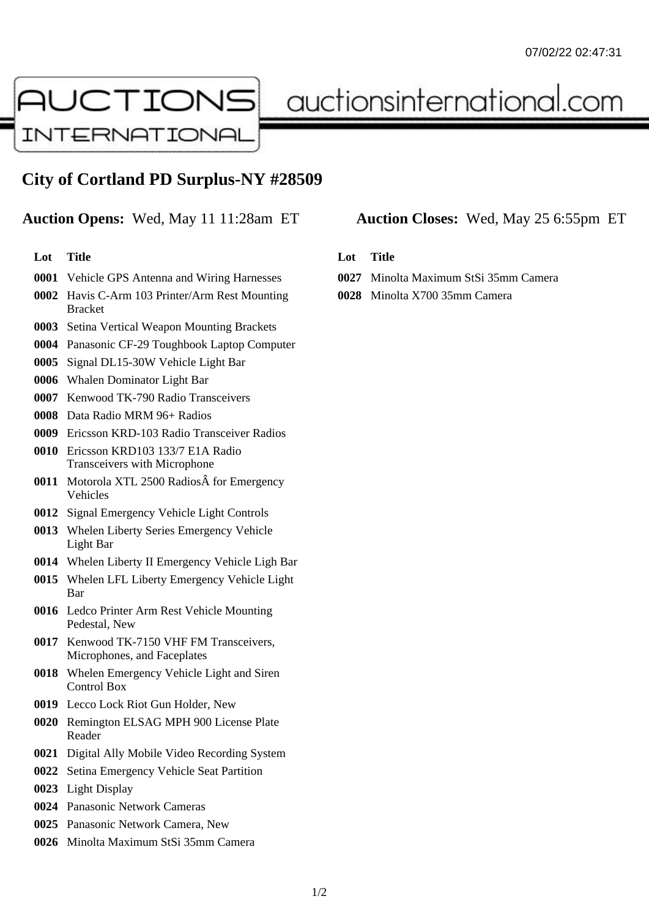07/02/22 02:47:31

AUCTIONS INTERNATIONAL auctionsinternational.com

# City of Cortland PD Surplus-NY #28509

**Auction Opens:** Wed, May 11 11:28am ET **Auction Closes:** Wed, May 25 6:55pm ET

| Lot | Title |
| --- | --- |
| 0001 | Vehicle GPS Antenna and Wiring Harnesses |
| 0002 | Havis C-Arm 103 Printer/Arm Rest Mounting Bracket |
| 0003 | Setina Vertical Weapon Mounting Brackets |
| 0004 | Panasonic CF-29 Toughbook Laptop Computer |
| 0005 | Signal DL15-30W Vehicle Light Bar |
| 0006 | Whalen Dominator Light Bar |
| 0007 | Kenwood TK-790 Radio Transceivers |
| 0008 | Data Radio MRM 96+ Radios |
| 0009 | Ericsson KRD-103 Radio Transceiver Radios |
| 0010 | Ericsson KRD103 133/7 E1A Radio Transceivers with Microphone |
| 0011 | Motorola XTL 2500 RadiosÂ for Emergency Vehicles |
| 0012 | Signal Emergency Vehicle Light Controls |
| 0013 | Whelen Liberty Series Emergency Vehicle Light Bar |
| 0014 | Whelen Liberty II Emergency Vehicle Ligh Bar |
| 0015 | Whelen LFL Liberty Emergency Vehicle Light Bar |
| 0016 | Ledco Printer Arm Rest Vehicle Mounting Pedestal, New |
| 0017 | Kenwood TK-7150 VHF FM Transceivers, Microphones, and Faceplates |
| 0018 | Whelen Emergency Vehicle Light and Siren Control Box |
| 0019 | Lecco Lock Riot Gun Holder, New |
| 0020 | Remington ELSAG MPH 900 License Plate Reader |
| 0021 | Digital Ally Mobile Video Recording System |
| 0022 | Setina Emergency Vehicle Seat Partition |
| 0023 | Light Display |
| 0024 | Panasonic Network Cameras |
| 0025 | Panasonic Network Camera, New |
| 0026 | Minolta Maximum StSi 35mm Camera |
| 0027 | Minolta Maximum StSi 35mm Camera |
| 0028 | Minolta X700 35mm Camera |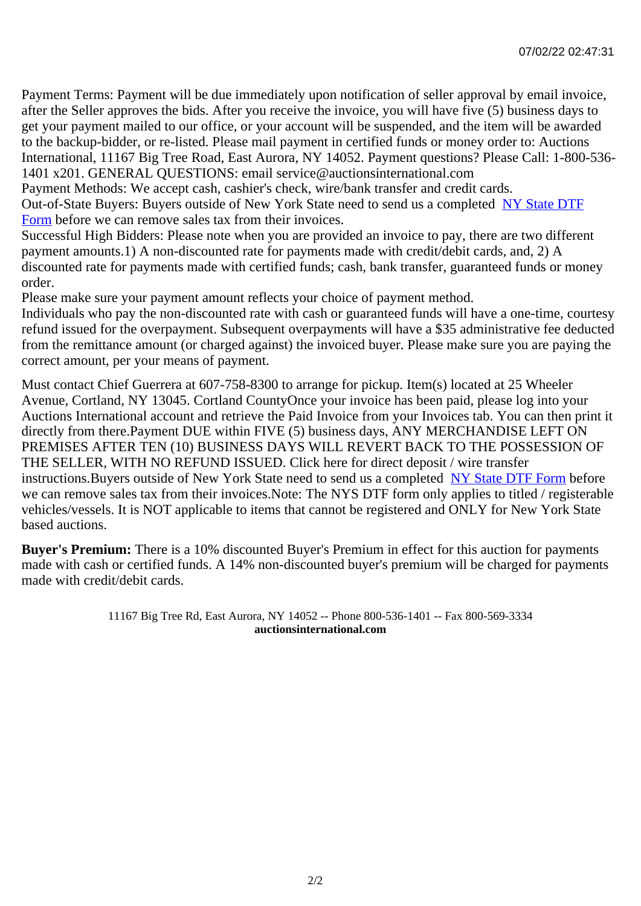Payment Terms: Payment will be due immediately upon notification of seller approval by email invoice, after the Seller approves the bids. After you receive the invoice, you will have five (5) business days to get your payment mailed to our office, or your account will be suspended, and the item will be awarded to the backup-bidder, or re-listed. Please mail payment in certified funds or money order to: Auctions International, 11167 Big Tree Road, East Aurora, NY 14052. Payment questions? Please Call: 1-800-536-1401 x201. GENERAL QUESTIONS: email service@auctionsinternational.com
Payment Methods: We accept cash, cashier's check, wire/bank transfer and credit cards.
Out-of-State Buyers: Buyers outside of New York State need to send us a completed NY State DTF Form before we can remove sales tax from their invoices.
Successful High Bidders: Please note when you are provided an invoice to pay, there are two different payment amounts.1) A non-discounted rate for payments made with credit/debit cards, and, 2) A discounted rate for payments made with certified funds; cash, bank transfer, guaranteed funds or money order.
Please make sure your payment amount reflects your choice of payment method.
Individuals who pay the non-discounted rate with cash or guaranteed funds will have a one-time, courtesy refund issued for the overpayment. Subsequent overpayments will have a $35 administrative fee deducted from the remittance amount (or charged against) the invoiced buyer. Please make sure you are paying the correct amount, per your means of payment.

Must contact Chief Guerrera at 607-758-8300 to arrange for pickup. Item(s) located at 25 Wheeler Avenue, Cortland, NY 13045. Cortland CountyOnce your invoice has been paid, please log into your Auctions International account and retrieve the Paid Invoice from your Invoices tab. You can then print it directly from there.Payment DUE within FIVE (5) business days, ANY MERCHANDISE LEFT ON PREMISES AFTER TEN (10) BUSINESS DAYS WILL REVERT BACK TO THE POSSESSION OF THE SELLER, WITH NO REFUND ISSUED. Click here for direct deposit / wire transfer instructions.Buyers outside of New York State need to send us a completed NY State DTF Form before we can remove sales tax from their invoices.Note: The NYS DTF form only applies to titled / registerable vehicles/vessels. It is NOT applicable to items that cannot be registered and ONLY for New York State based auctions.

**Buyer's Premium:** There is a 10% discounted Buyer's Premium in effect for this auction for payments made with cash or certified funds. A 14% non-discounted buyer's premium will be charged for payments made with credit/debit cards.